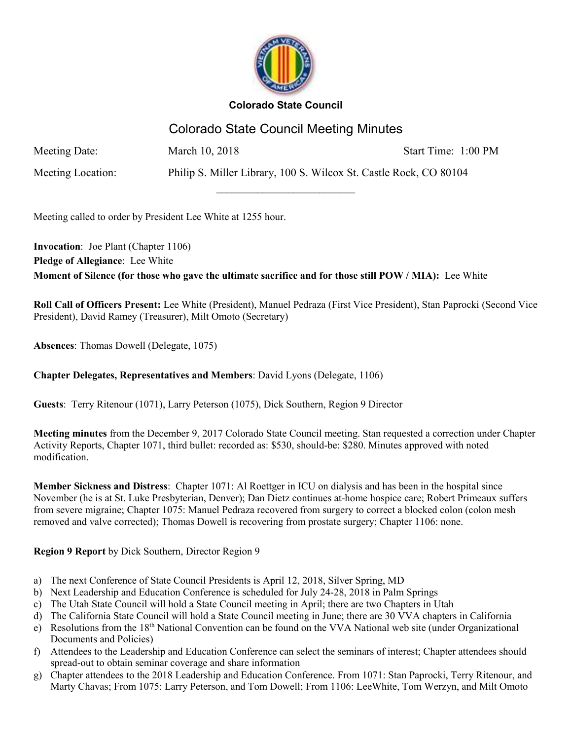**Colorado State Council**

# Colorado State Council Meeting Minutes

Meeting Date: March 10, 2018 Start Time: 1:00 PM

Meeting Location: Philip S. Miller Library, 100 S. Wilcox St. Castle Rock, CO 80104

---

Meeting called to order by President Lee White at 1255 hour.

**Invocation**: Joe Plant (Chapter 1106)
**Pledge of Allegiance**: Lee White
**Moment of Silence (for those who gave the ultimate sacrifice and for those still POW / MIA):** Lee White

**Roll Call of Officers Present:** Lee White (President), Manuel Pedraza (First Vice President), Stan Paprocki (Second Vice President), David Ramey (Treasurer), Milt Omoto (Secretary)

**Absences**: Thomas Dowell (Delegate, 1075)

**Chapter Delegates, Representatives and Members**: David Lyons (Delegate, 1106)

**Guests**: Terry Ritenour (1071), Larry Peterson (1075), Dick Southern, Region 9 Director

**Meeting minutes** from the December 9, 2017 Colorado State Council meeting. Stan requested a correction under Chapter Activity Reports, Chapter 1071, third bullet: recorded as: $530, should-be: $280. Minutes approved with noted modification.

**Member Sickness and Distress**: Chapter 1071: Al Roettger in ICU on dialysis and has been in the hospital since November (he is at St. Luke Presbyterian, Denver); Dan Dietz continues at-home hospice care; Robert Primeaux suffers from severe migraine; Chapter 1075: Manuel Pedraza recovered from surgery to correct a blocked colon (colon mesh removed and valve corrected); Thomas Dowell is recovering from prostate surgery; Chapter 1106: none.

**Region 9 Report** by Dick Southern, Director Region 9

a) The next Conference of State Council Presidents is April 12, 2018, Silver Spring, MD
b) Next Leadership and Education Conference is scheduled for July 24-28, 2018 in Palm Springs
c) The Utah State Council will hold a State Council meeting in April; there are two Chapters in Utah
d) The California State Council will hold a State Council meeting in June; there are 30 VVA chapters in California
e) Resolutions from the 18th National Convention can be found on the VVA National web site (under Organizational Documents and Policies)
f) Attendees to the Leadership and Education Conference can select the seminars of interest; Chapter attendees should spread-out to obtain seminar coverage and share information
g) Chapter attendees to the 2018 Leadership and Education Conference. From 1071: Stan Paprocki, Terry Ritenour, and Marty Chavas; From 1075: Larry Peterson, and Tom Dowell; From 1106: LeeWhite, Tom Werzyn, and Milt Omoto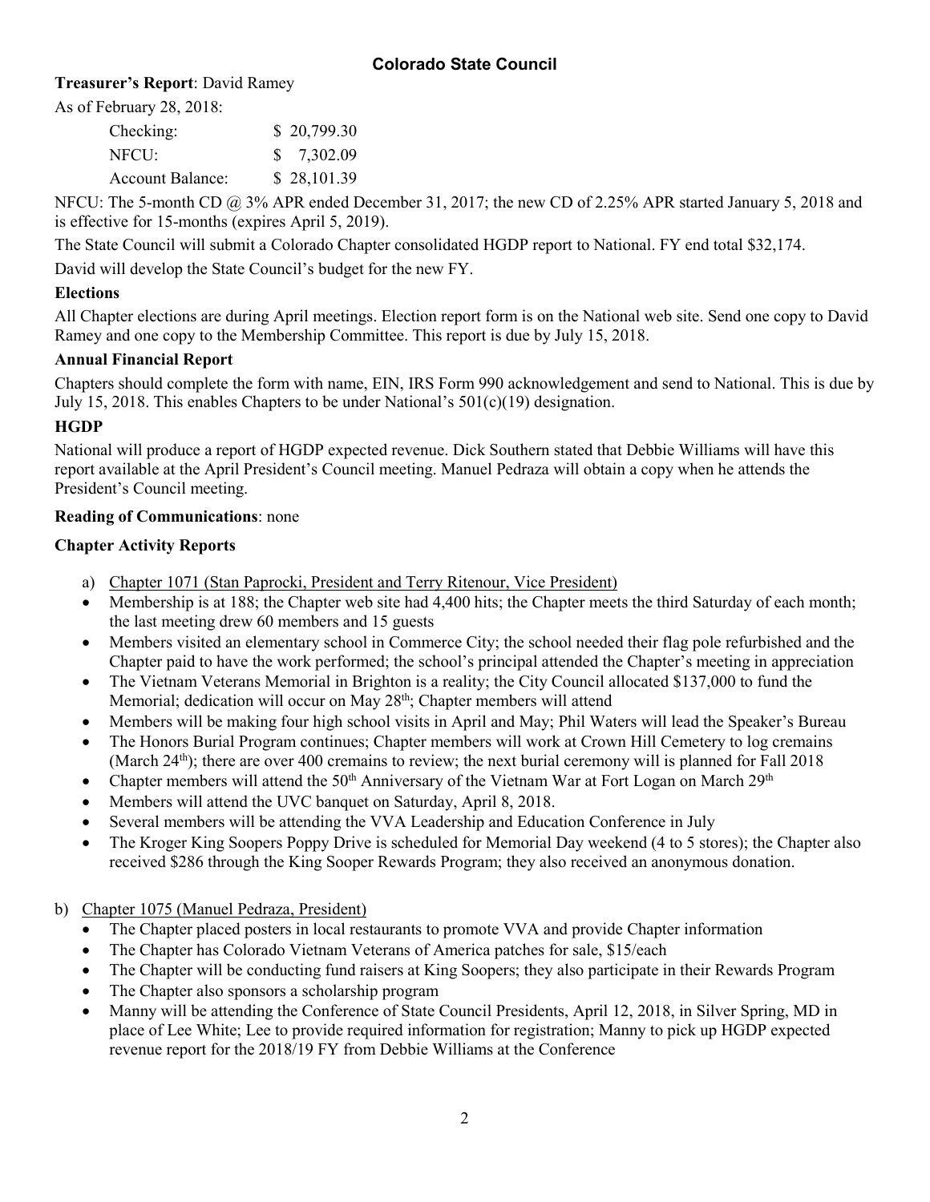## Colorado State Council

**Treasurer's Report**: David Ramey

As of February 28, 2018:

| | |
|---|---|
| Checking: | $ 20,799.30 |
| NFCU: | $ 7,302.09 |
| Account Balance: | $ 28,101.39 |

NFCU: The 5-month CD @ 3% APR ended December 31, 2017; the new CD of 2.25% APR started January 5, 2018 and is effective for 15-months (expires April 5, 2019).

The State Council will submit a Colorado Chapter consolidated HGDP report to National. FY end total $32,174.

David will develop the State Council's budget for the new FY.

**Elections**

All Chapter elections are during April meetings. Election report form is on the National web site. Send one copy to David Ramey and one copy to the Membership Committee. This report is due by July 15, 2018.

**Annual Financial Report**

Chapters should complete the form with name, EIN, IRS Form 990 acknowledgement and send to National. This is due by July 15, 2018. This enables Chapters to be under National's 501(c)(19) designation.

**HGDP**

National will produce a report of HGDP expected revenue. Dick Southern stated that Debbie Williams will have this report available at the April President's Council meeting. Manuel Pedraza will obtain a copy when he attends the President's Council meeting.

**Reading of Communications**: none

**Chapter Activity Reports**

a) Chapter 1071 (Stan Paprocki, President and Terry Ritenour, Vice President)
   - Membership is at 188; the Chapter web site had 4,400 hits; the Chapter meets the third Saturday of each month; the last meeting drew 60 members and 15 guests
   - Members visited an elementary school in Commerce City; the school needed their flag pole refurbished and the Chapter paid to have the work performed; the school's principal attended the Chapter's meeting in appreciation
   - The Vietnam Veterans Memorial in Brighton is a reality; the City Council allocated $137,000 to fund the Memorial; dedication will occur on May 28th; Chapter members will attend
   - Members will be making four high school visits in April and May; Phil Waters will lead the Speaker's Bureau
   - The Honors Burial Program continues; Chapter members will work at Crown Hill Cemetery to log cremains (March 24th); there are over 400 cremains to review; the next burial ceremony will is planned for Fall 2018
   - Chapter members will attend the 50th Anniversary of the Vietnam War at Fort Logan on March 29th
   - Members will attend the UVC banquet on Saturday, April 8, 2018.
   - Several members will be attending the VVA Leadership and Education Conference in July
   - The Kroger King Soopers Poppy Drive is scheduled for Memorial Day weekend (4 to 5 stores); the Chapter also received $286 through the King Sooper Rewards Program; they also received an anonymous donation.

b) Chapter 1075 (Manuel Pedraza, President)
   - The Chapter placed posters in local restaurants to promote VVA and provide Chapter information
   - The Chapter has Colorado Vietnam Veterans of America patches for sale, $15/each
   - The Chapter will be conducting fund raisers at King Soopers; they also participate in their Rewards Program
   - The Chapter also sponsors a scholarship program
   - Manny will be attending the Conference of State Council Presidents, April 12, 2018, in Silver Spring, MD in place of Lee White; Lee to provide required information for registration; Manny to pick up HGDP expected revenue report for the 2018/19 FY from Debbie Williams at the Conference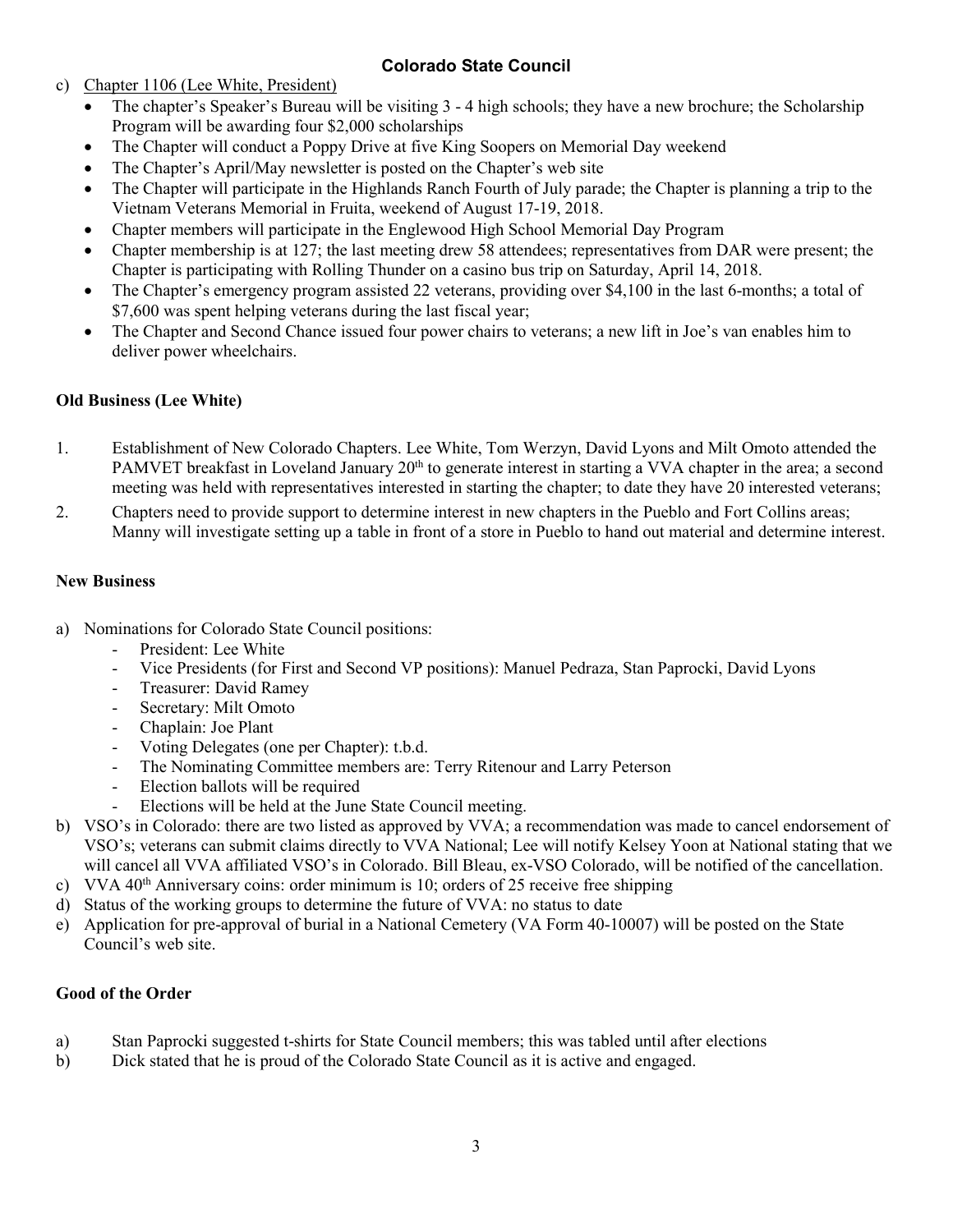**Colorado State Council**

c) Chapter 1106 (Lee White, President)
   - The chapter's Speaker's Bureau will be visiting 3 - 4 high schools; they have a new brochure; the Scholarship Program will be awarding four $2,000 scholarships
   - The Chapter will conduct a Poppy Drive at five King Soopers on Memorial Day weekend
   - The Chapter's April/May newsletter is posted on the Chapter's web site
   - The Chapter will participate in the Highlands Ranch Fourth of July parade; the Chapter is planning a trip to the Vietnam Veterans Memorial in Fruita, weekend of August 17-19, 2018.
   - Chapter members will participate in the Englewood High School Memorial Day Program
   - Chapter membership is at 127; the last meeting drew 58 attendees; representatives from DAR were present; the Chapter is participating with Rolling Thunder on a casino bus trip on Saturday, April 14, 2018.
   - The Chapter's emergency program assisted 22 veterans, providing over $4,100 in the last 6-months; a total of $7,600 was spent helping veterans during the last fiscal year;
   - The Chapter and Second Chance issued four power chairs to veterans; a new lift in Joe's van enables him to deliver power wheelchairs.

**Old Business (Lee White)**

1. Establishment of New Colorado Chapters. Lee White, Tom Werzyn, David Lyons and Milt Omoto attended the PAMVET breakfast in Loveland January 20th to generate interest in starting a VVA chapter in the area; a second meeting was held with representatives interested in starting the chapter; to date they have 20 interested veterans;
2. Chapters need to provide support to determine interest in new chapters in the Pueblo and Fort Collins areas; Manny will investigate setting up a table in front of a store in Pueblo to hand out material and determine interest.

**New Business**

a) Nominations for Colorado State Council positions:
   - President: Lee White
   - Vice Presidents (for First and Second VP positions): Manuel Pedraza, Stan Paprocki, David Lyons
   - Treasurer: David Ramey
   - Secretary: Milt Omoto
   - Chaplain: Joe Plant
   - Voting Delegates (one per Chapter): t.b.d.
   - The Nominating Committee members are: Terry Ritenour and Larry Peterson
   - Election ballots will be required
   - Elections will be held at the June State Council meeting.

b) VSO's in Colorado: there are two listed as approved by VVA; a recommendation was made to cancel endorsement of VSO's; veterans can submit claims directly to VVA National; Lee will notify Kelsey Yoon at National stating that we will cancel all VVA affiliated VSO's in Colorado. Bill Bleau, ex-VSO Colorado, will be notified of the cancellation.

c) VVA 40th Anniversary coins: order minimum is 10; orders of 25 receive free shipping

d) Status of the working groups to determine the future of VVA: no status to date

e) Application for pre-approval of burial in a National Cemetery (VA Form 40-10007) will be posted on the State Council's web site.

**Good of the Order**

a) Stan Paprocki suggested t-shirts for State Council members; this was tabled until after elections

b) Dick stated that he is proud of the Colorado State Council as it is active and engaged.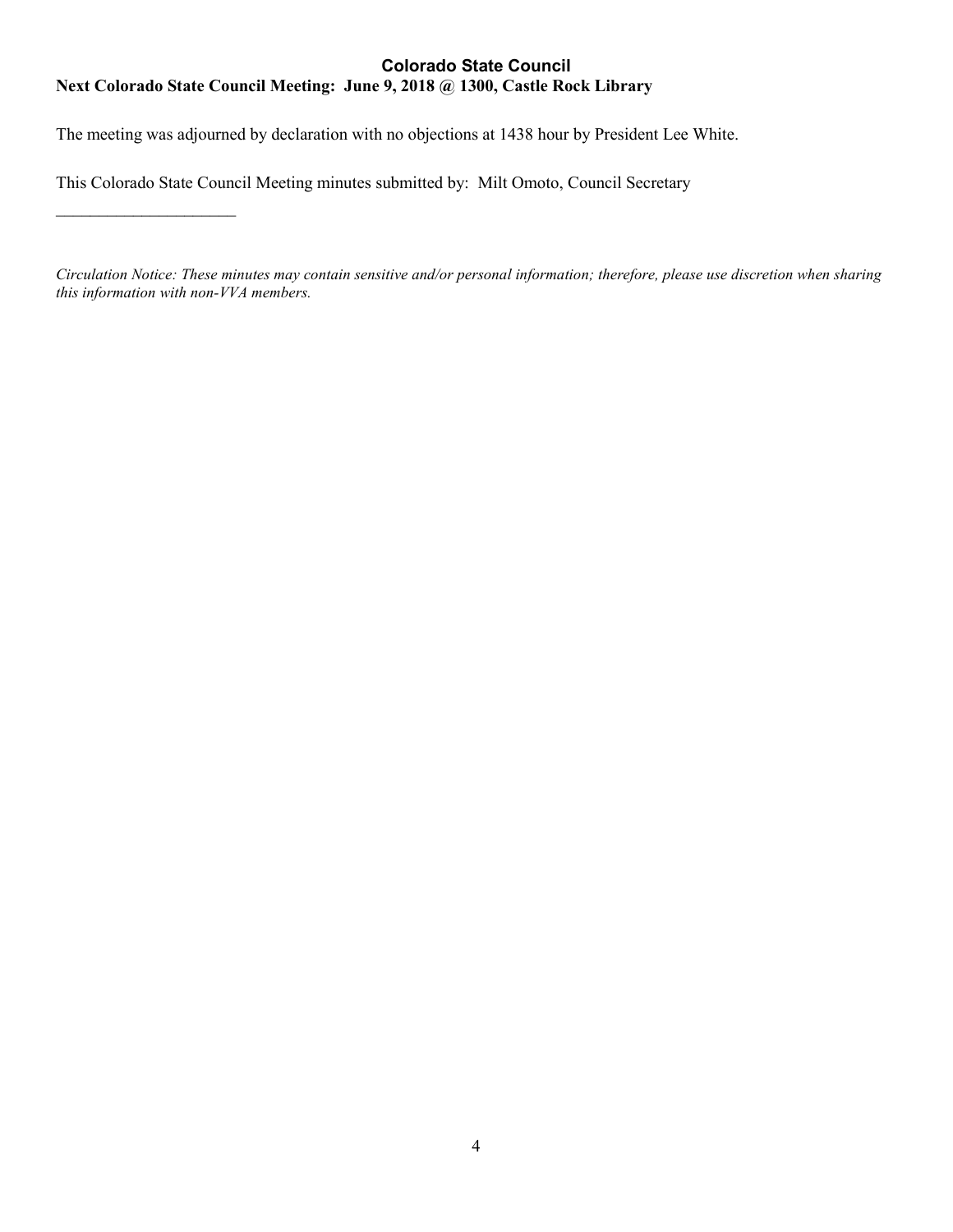**Colorado State Council**

**Next Colorado State Council Meeting: June 9, 2018 @ 1300, Castle Rock Library**

The meeting was adjourned by declaration with no objections at 1438 hour by President Lee White.

This Colorado State Council Meeting minutes submitted by: Milt Omoto, Council Secretary

_____________________

*Circulation Notice: These minutes may contain sensitive and/or personal information; therefore, please use discretion when sharing this information with non-VVA members.*